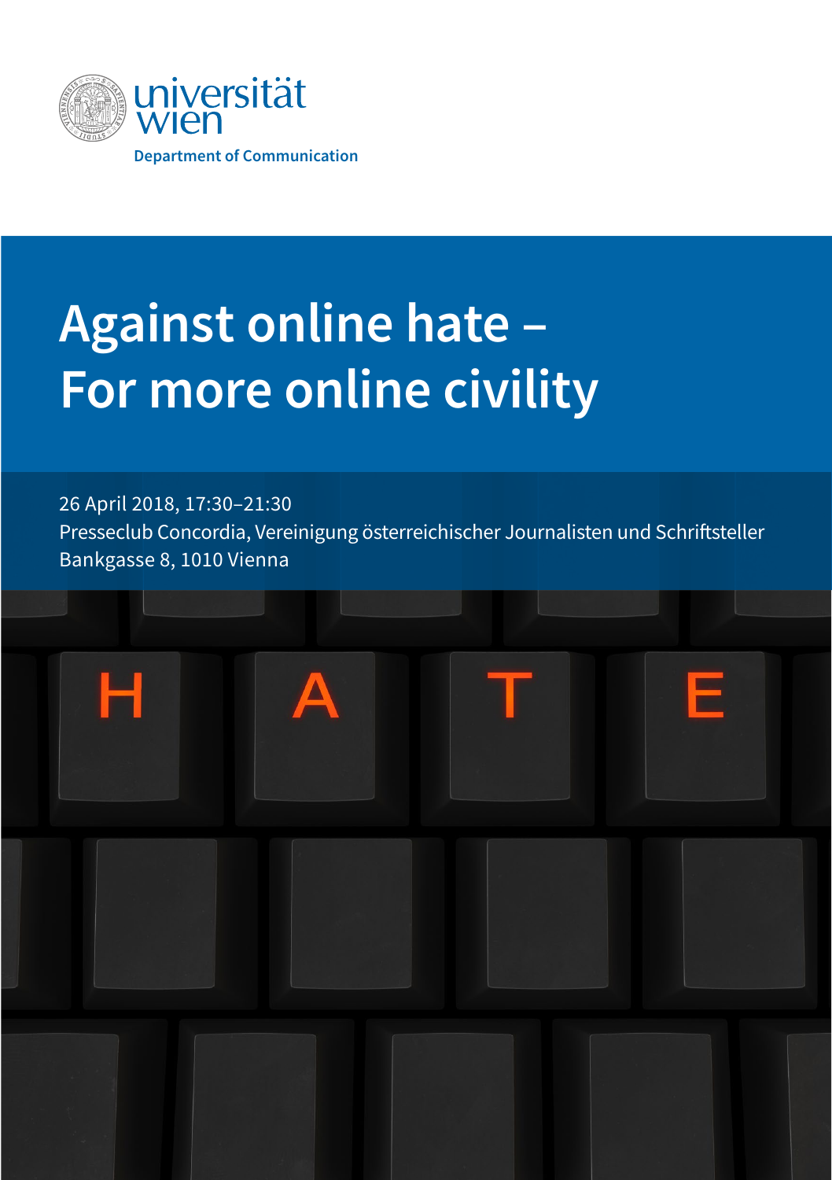universität wien

Department of Communication

# Against online hate – For more online civility

26 April 2018, 17:30–21:30
Presseclub Concordia, Vereinigung österreichischer Journalisten und Schriftsteller
Bankgasse 8, 1010 Vienna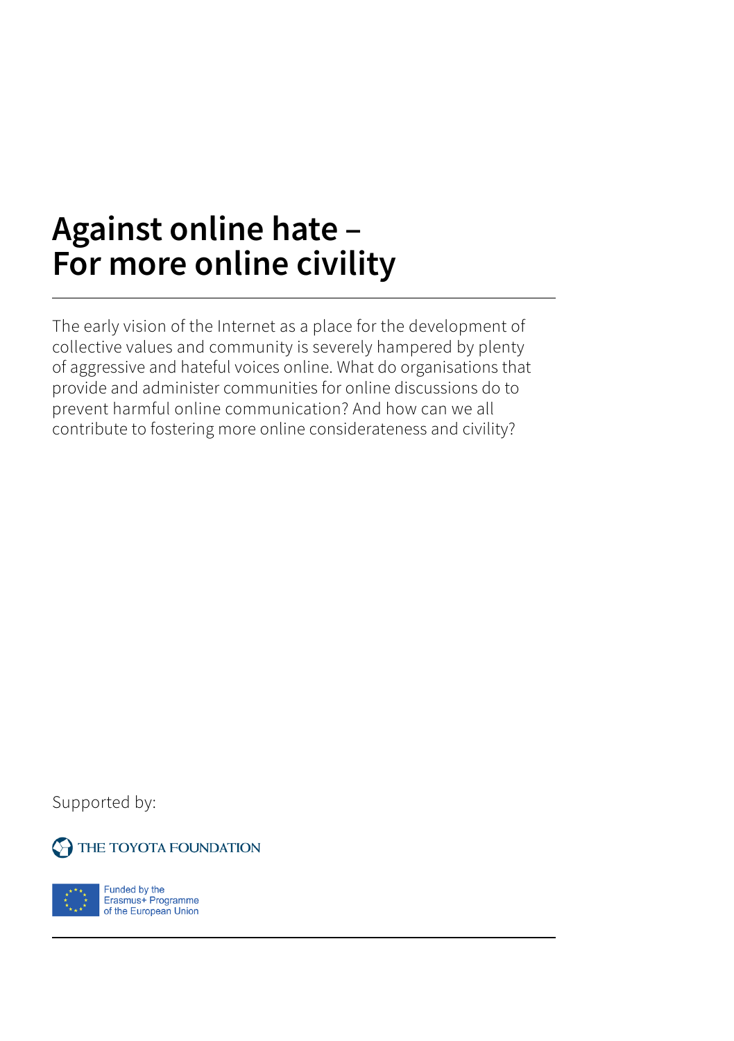# Against online hate – For more online civility

The early vision of the Internet as a place for the development of collective values and community is severely hampered by plenty of aggressive and hateful voices online. What do organisations that provide and administer communities for online discussions do to prevent harmful online communication? And how can we all contribute to fostering more online considerateness and civility?

Supported by:

THE TOYOTA FOUNDATION

Funded by the Erasmus+ Programme of the European Union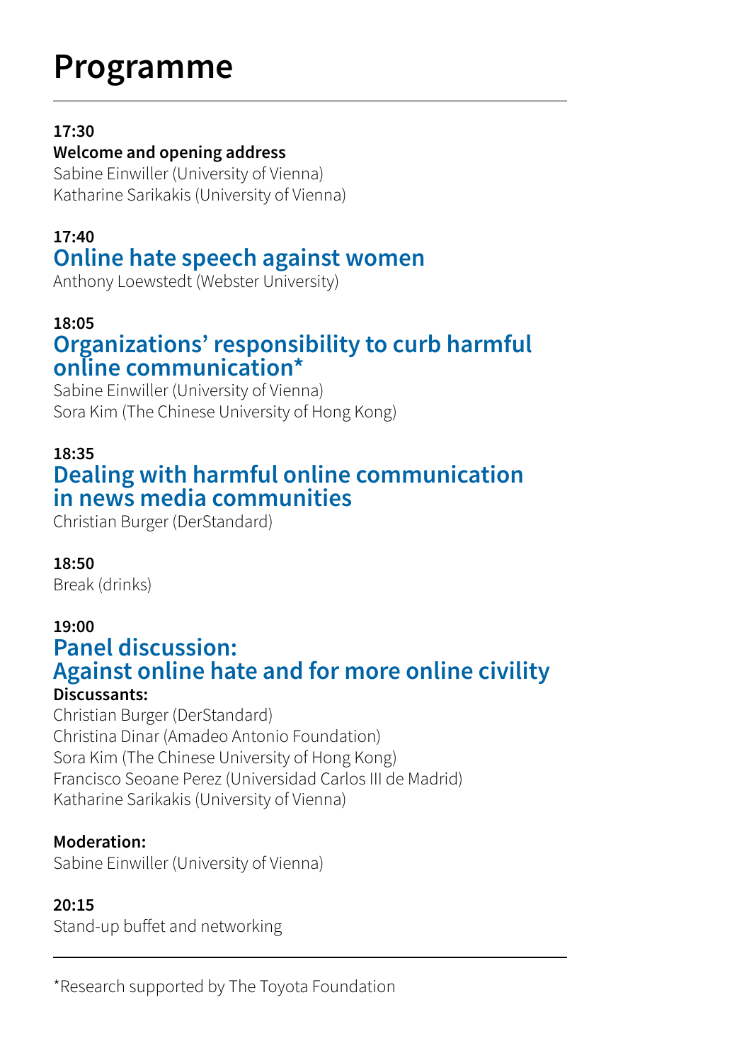# Programme

---

**17:30**
**Welcome and opening address**
Sabine Einwiller (University of Vienna)
Katharine Sarikakis (University of Vienna)

**17:40**
## Online hate speech against women
Anthony Loewstedt (Webster University)

**18:05**
## Organizations' responsibility to curb harmful online communication*
Sabine Einwiller (University of Vienna)
Sora Kim (The Chinese University of Hong Kong)

**18:35**
## Dealing with harmful online communication in news media communities
Christian Burger (DerStandard)

**18:50**
Break (drinks)

**19:00**
## Panel discussion: Against online hate and for more online civility
**Discussants:**
Christian Burger (DerStandard)
Christina Dinar (Amadeo Antonio Foundation)
Sora Kim (The Chinese University of Hong Kong)
Francisco Seoane Perez (Universidad Carlos III de Madrid)
Katharine Sarikakis (University of Vienna)

**Moderation:**
Sabine Einwiller (University of Vienna)

**20:15**
Stand-up buffet and networking

---

*Research supported by The Toyota Foundation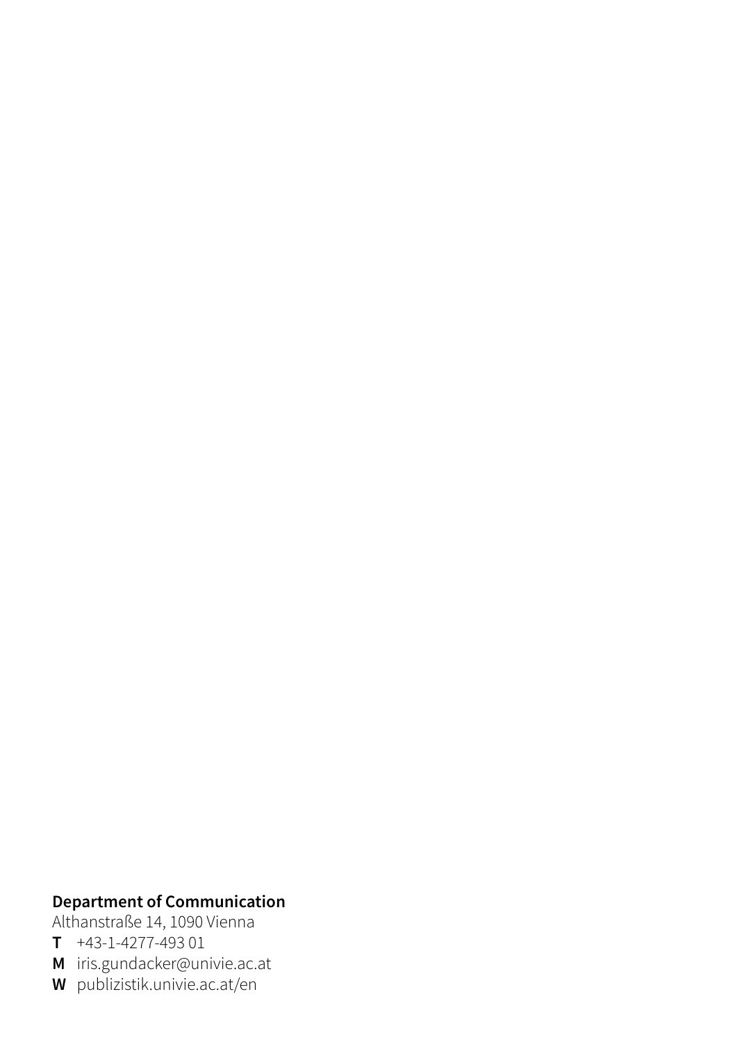**Department of Communication**
Althanstraße 14, 1090 Vienna
**T** +43-1-4277-493 01
**M** iris.gundacker@univie.ac.at
**W** publizistik.univie.ac.at/en